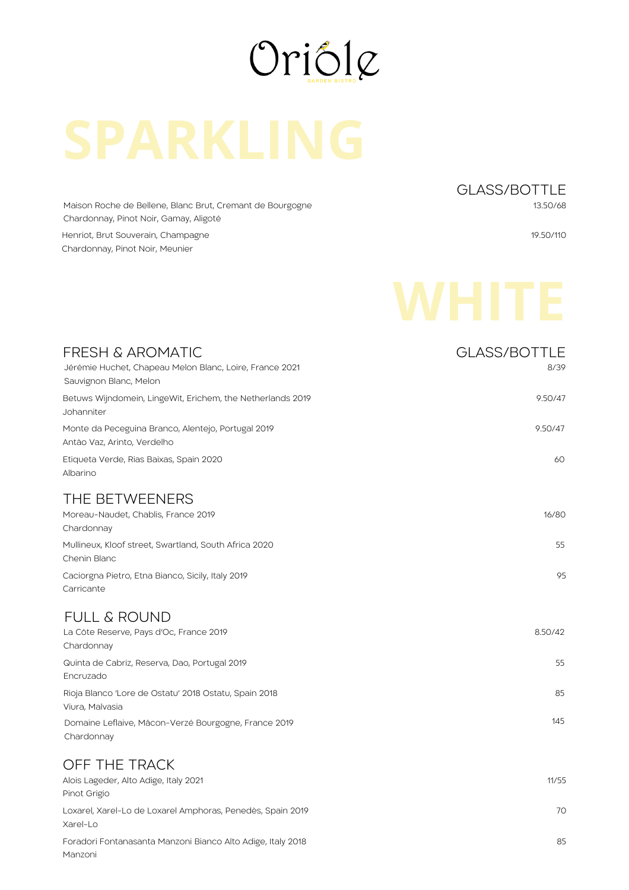# Oriole

GARDEN BISTRO

## SPARKLING

| | GLASS/BOTTLE |
|---|---|
| Maison Roche de Bellene, Blanc Brut, Cremant de Bourgogne<br>Chardonnay, Pinot Noir, Gamay, Aligoté | 13.50/68 |
| Henriot, Brut Souverain, Champagne<br>Chardonnay, Pinot Noir, Meunier | 19.50/110 |

## WHITE

### FRESH & AROMATIC

| | GLASS/BOTTLE |
|---|---|
| Jérémie Huchet, Chapeau Melon Blanc, Loire, France 2021<br>Sauvignon Blanc, Melon | 8/39 |
| Betuws Wijndomein, LingeWit, Erichem, the Netherlands 2019<br>Johanniter | 9.50/47 |
| Monte da Peceguina Branco, Alentejo, Portugal 2019<br>Antão Vaz, Arinto, Verdelho | 9.50/47 |
| Etiqueta Verde, Rias Baixas, Spain 2020<br>Albarino | 60 |

### THE BETWEENERS

| | |
|---|---|
| Moreau-Naudet, Chablis, France 2019<br>Chardonnay | 16/80 |
| Mullineux, Kloof street, Swartland, South Africa 2020<br>Chenin Blanc | 55 |
| Caciorgna Pietro, Etna Bianco, Sicily, Italy 2019<br>Carricante | 95 |

### FULL & ROUND

| | |
|---|---|
| La Côte Reserve, Pays d'Oc, France 2019<br>Chardonnay | 8.50/42 |
| Quinta de Cabriz, Reserva, Dao, Portugal 2019<br>Encruzado | 55 |
| Rioja Blanco 'Lore de Ostatu' 2018 Ostatu, Spain 2018<br>Viura, Malvasia | 85 |
| Domaine Leflaive, Mâcon-Verzé Bourgogne, France 2019<br>Chardonnay | 145 |

### OFF THE TRACK

| | |
|---|---|
| Alois Lageder, Alto Adige, Italy 2021<br>Pinot Grigio | 11/55 |
| Loxarel, Xarel-Lo de Loxarel Amphoras, Penedès, Spain 2019<br>Xarel-Lo | 70 |
| Foradori Fontanasanta Manzoni Bianco Alto Adige, Italy 2018<br>Manzoni | 85 |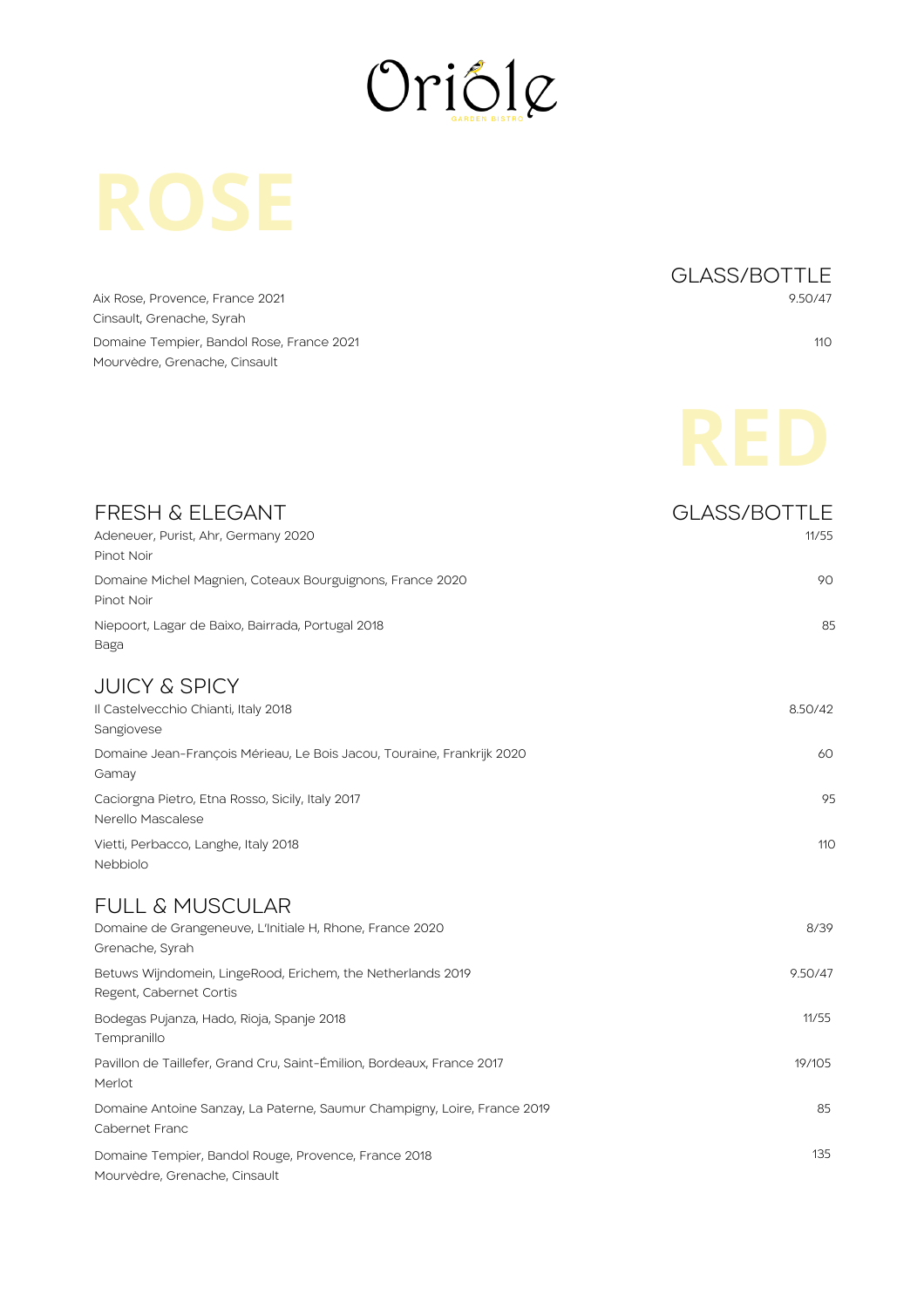# Oriole

GARDEN BISTRO

## ROSE

| | GLASS/BOTTLE |
|---|---|
| Aix Rose, Provence, France 2021<br>Cinsault, Grenache, Syrah | 9.50/47 |
| Domaine Tempier, Bandol Rose, France 2021<br>Mourvèdre, Grenache, Cinsault | 110 |

## RED

### FRESH & ELEGANT

| | GLASS/BOTTLE |
|---|---|
| Adeneuer, Purist, Ahr, Germany 2020<br>Pinot Noir | 11/55 |
| Domaine Michel Magnien, Coteaux Bourguignons, France 2020<br>Pinot Noir | 90 |
| Niepoort, Lagar de Baixo, Bairrada, Portugal 2018<br>Baga | 85 |

### JUICY & SPICY

| | |
|---|---|
| Il Castelvecchio Chianti, Italy 2018<br>Sangiovese | 8.50/42 |
| Domaine Jean-François Mérieau, Le Bois Jacou, Touraine, Frankrijk 2020<br>Gamay | 60 |
| Caciorgna Pietro, Etna Rosso, Sicily, Italy 2017<br>Nerello Mascalese | 95 |
| Vietti, Perbacco, Langhe, Italy 2018<br>Nebbiolo | 110 |

### FULL & MUSCULAR

| | |
|---|---|
| Domaine de Grangeneuve, L'Initiale H, Rhone, France 2020<br>Grenache, Syrah | 8/39 |
| Betuws Wijndomein, LingeRood, Erichem, the Netherlands 2019<br>Regent, Cabernet Cortis | 9.50/47 |
| Bodegas Pujanza, Hado, Rioja, Spanje 2018<br>Tempranillo | 11/55 |
| Pavillon de Taillefer, Grand Cru, Saint-Émilion, Bordeaux, France 2017<br>Merlot | 19/105 |
| Domaine Antoine Sanzay, La Paterne, Saumur Champigny, Loire, France 2019<br>Cabernet Franc | 85 |
| Domaine Tempier, Bandol Rouge, Provence, France 2018<br>Mourvèdre, Grenache, Cinsault | 135 |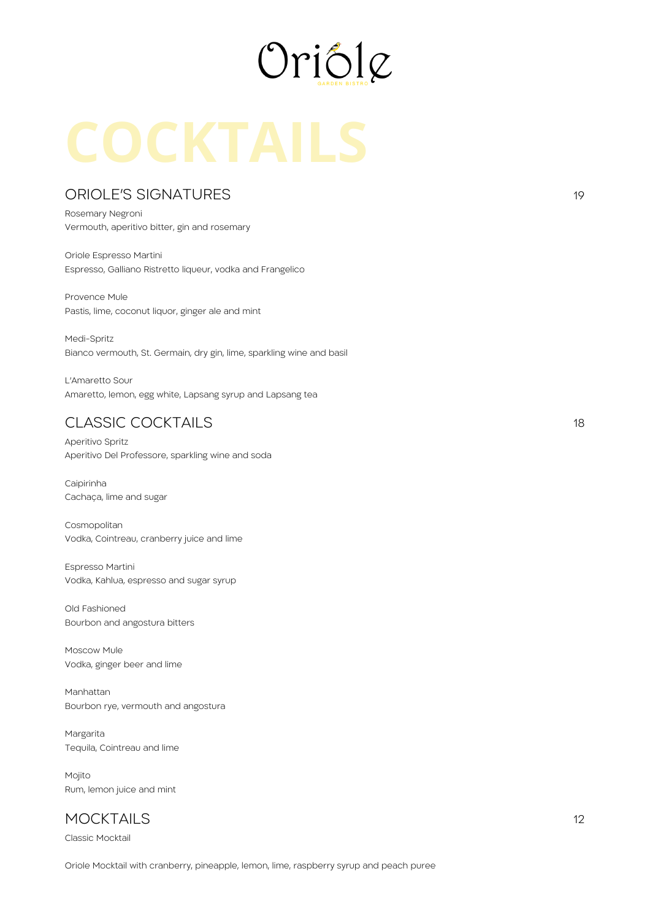Oriole

GARDEN BISTRO

# COCKTAILS

## ORIOLE'S SIGNATURES 19

Rosemary Negroni
Vermouth, aperitivo bitter, gin and rosemary

Oriole Espresso Martini
Espresso, Galliano Ristretto liqueur, vodka and Frangelico

Provence Mule
Pastis, lime, coconut liquor, ginger ale and mint

Medi-Spritz
Bianco vermouth, St. Germain, dry gin, lime, sparkling wine and basil

L'Amaretto Sour
Amaretto, lemon, egg white, Lapsang syrup and Lapsang tea

## CLASSIC COCKTAILS 18

Aperitivo Spritz
Aperitivo Del Professore, sparkling wine and soda

Caipirinha
Cachaça, lime and sugar

Cosmopolitan
Vodka, Cointreau, cranberry juice and lime

Espresso Martini
Vodka, Kahlua, espresso and sugar syrup

Old Fashioned
Bourbon and angostura bitters

Moscow Mule
Vodka, ginger beer and lime

Manhattan
Bourbon rye, vermouth and angostura

Margarita
Tequila, Cointreau and lime

Mojito
Rum, lemon juice and mint

## MOCKTAILS 12

Classic Mocktail

Oriole Mocktail with cranberry, pineapple, lemon, lime, raspberry syrup and peach puree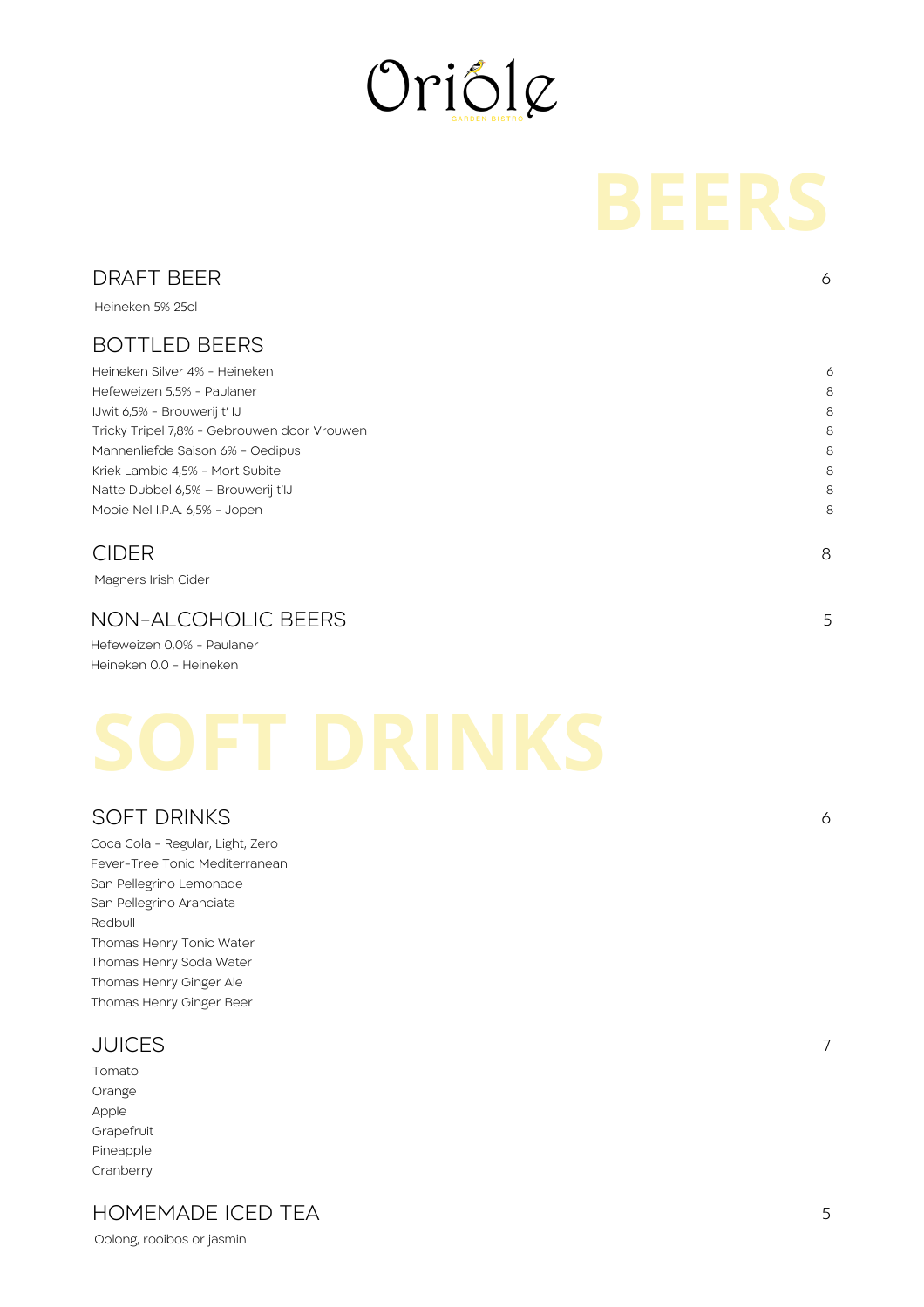# Oriole

GARDEN BISTRO

# BEERS

## DRAFT BEER — 6

Heineken 5% 25cl

## BOTTLED BEERS

| Beer | Price |
| --- | --- |
| Heineken Silver 4% - Heineken | 6 |
| Hefeweizen 5,5% - Paulaner | 8 |
| IJwit 6,5% - Brouwerij t' IJ | 8 |
| Tricky Tripel 7,8% - Gebrouwen door Vrouwen | 8 |
| Mannenliefde Saison 6% - Oedipus | 8 |
| Kriek Lambic 4,5% - Mort Subite | 8 |
| Natte Dubbel 6,5% – Brouwerij t'IJ | 8 |
| Mooie Nel I.P.A. 6,5% - Jopen | 8 |

## CIDER — 8

Magners Irish Cider

## NON-ALCOHOLIC BEERS — 5

Hefeweizen 0,0% - Paulaner
Heineken 0.0 - Heineken

# SOFT DRINKS

## SOFT DRINKS — 6

Coca Cola - Regular, Light, Zero
Fever-Tree Tonic Mediterranean
San Pellegrino Lemonade
San Pellegrino Aranciata
Redbull
Thomas Henry Tonic Water
Thomas Henry Soda Water
Thomas Henry Ginger Ale
Thomas Henry Ginger Beer

## JUICES — 7

Tomato
Orange
Apple
Grapefruit
Pineapple
Cranberry

## HOMEMADE ICED TEA — 5

Oolong, rooibos or jasmin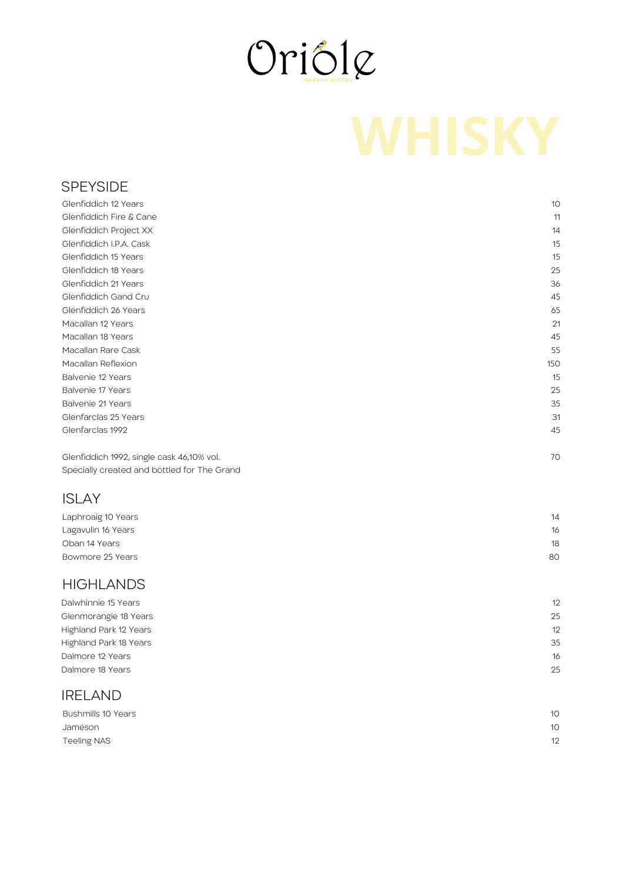# Oriole

GARDEN BISTRO

# WHISKY

## SPEYSIDE

| | |
|---|---|
| Glenfiddich 12 Years | 10 |
| Glenfiddich Fire & Cane | 11 |
| Glenfiddich Project XX | 14 |
| Glenfiddich I.P.A. Cask | 15 |
| Glenfiddich 15 Years | 15 |
| Glenfiddich 18 Years | 25 |
| Glenfiddich 21 Years | 36 |
| Glenfiddich Gand Cru | 45 |
| Glenfiddich 26 Years | 65 |
| Macallan 12 Years | 21 |
| Macallan 18 Years | 45 |
| Macallan Rare Cask | 55 |
| Macallan Reflexion | 150 |
| Balvenie 12 Years | 15 |
| Balvenie 17 Years | 25 |
| Balvenie 21 Years | 35 |
| Glenfarclas 25 Years | 31 |
| Glenfarclas 1992 | 45 |

Glenfiddich 1992, single cask 46,10% vol. — 70
Specially created and bottled for The Grand

## ISLAY

| | |
|---|---|
| Laphroaig 10 Years | 14 |
| Lagavulin 16 Years | 16 |
| Oban 14 Years | 18 |
| Bowmore 25 Years | 80 |

## HIGHLANDS

| | |
|---|---|
| Dalwhinnie 15 Years | 12 |
| Glenmorangie 18 Years | 25 |
| Highland Park 12 Years | 12 |
| Highland Park 18 Years | 35 |
| Dalmore 12 Years | 16 |
| Dalmore 18 Years | 25 |

## IRELAND

| | |
|---|---|
| Bushmills 10 Years | 10 |
| Jameson | 10 |
| Teeling NAS | 12 |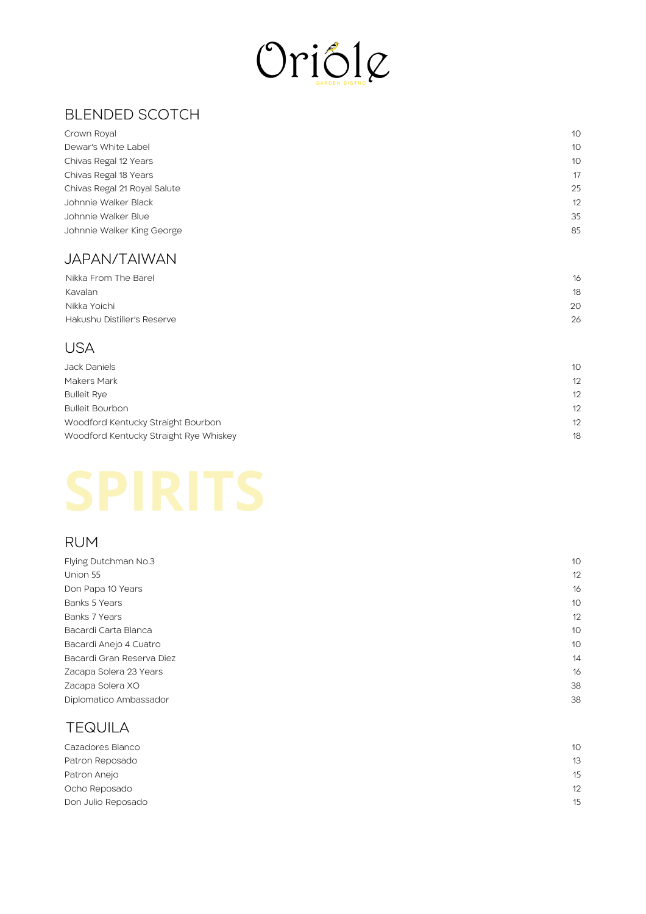# Oriole

GARDEN BISTRO

## BLENDED SCOTCH

| Item | Price |
|---|---|
| Crown Royal | 10 |
| Dewar's White Label | 10 |
| Chivas Regal 12 Years | 10 |
| Chivas Regal 18 Years | 17 |
| Chivas Regal 21 Royal Salute | 25 |
| Johnnie Walker Black | 12 |
| Johnnie Walker Blue | 35 |
| Johnnie Walker King George | 85 |

## JAPAN/TAIWAN

| Item | Price |
|---|---|
| Nikka From The Barel | 16 |
| Kavalan | 18 |
| Nikka Yoichi | 20 |
| Hakushu Distiller's Reserve | 26 |

## USA

| Item | Price |
|---|---|
| Jack Daniels | 10 |
| Makers Mark | 12 |
| Bulleit Rye | 12 |
| Bulleit Bourbon | 12 |
| Woodford Kentucky Straight Bourbon | 12 |
| Woodford Kentucky Straight Rye Whiskey | 18 |

# SPIRITS

## RUM

| Item | Price |
|---|---|
| Flying Dutchman No.3 | 10 |
| Union 55 | 12 |
| Don Papa 10 Years | 16 |
| Banks 5 Years | 10 |
| Banks 7 Years | 12 |
| Bacardi Carta Blanca | 10 |
| Bacardi Anejo 4 Cuatro | 10 |
| Bacardi Gran Reserva Diez | 14 |
| Zacapa Solera 23 Years | 16 |
| Zacapa Solera XO | 38 |
| Diplomatico Ambassador | 38 |

## TEQUILA

| Item | Price |
|---|---|
| Cazadores Blanco | 10 |
| Patron Reposado | 13 |
| Patron Anejo | 15 |
| Ocho Reposado | 12 |
| Don Julio Reposado | 15 |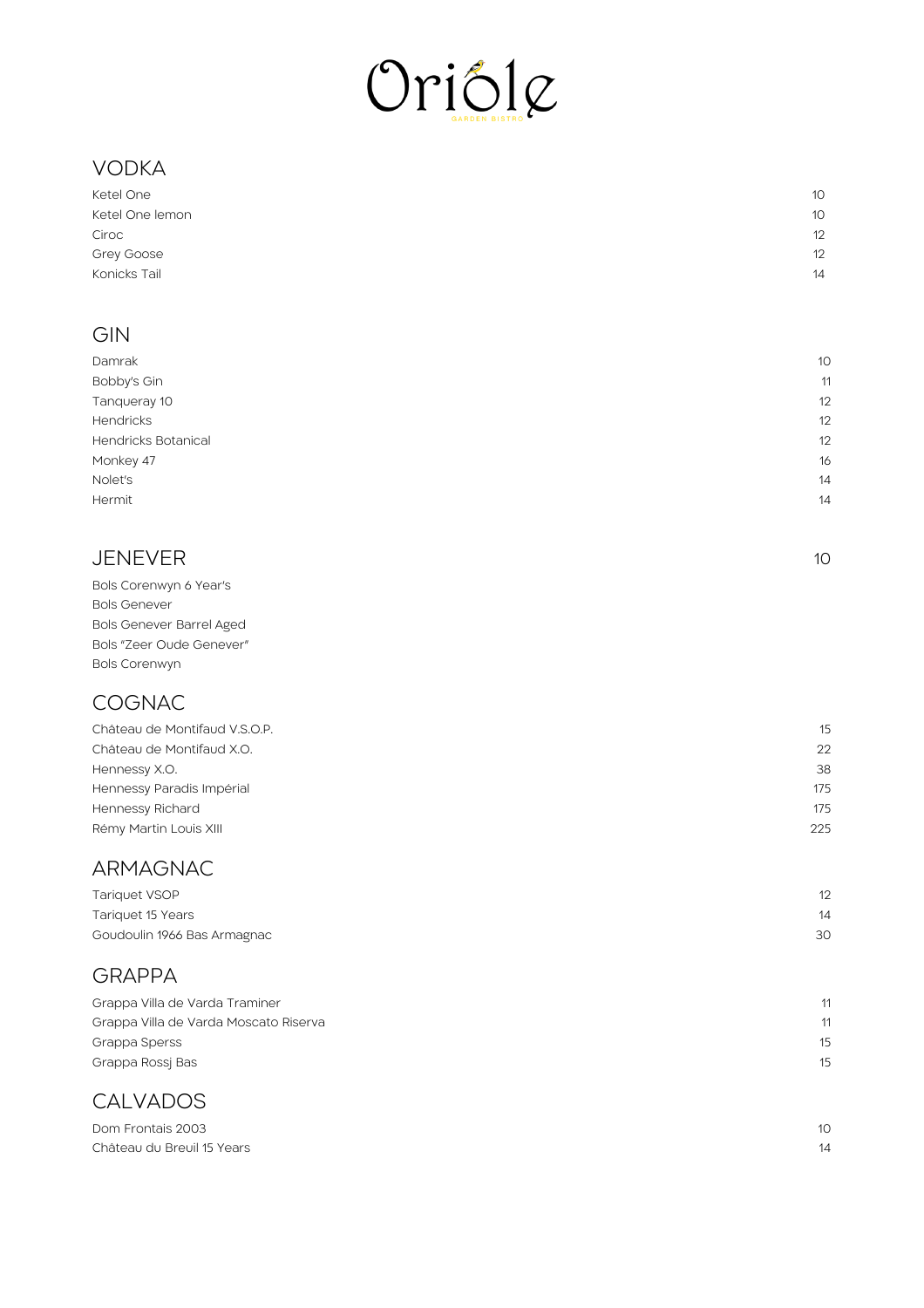# Oriole

GARDEN BISTRO

## VODKA

| | |
|---|---|
| Ketel One | 10 |
| Ketel One lemon | 10 |
| Ciroc | 12 |
| Grey Goose | 12 |
| Konicks Tail | 14 |

## GIN

| | |
|---|---|
| Damrak | 10 |
| Bobby's Gin | 11 |
| Tanqueray 10 | 12 |
| Hendricks | 12 |
| Hendricks Botanical | 12 |
| Monkey 47 | 16 |
| Nolet's | 14 |
| Hermit | 14 |

## JENEVER — 10

Bols Corenwyn 6 Year's
Bols Genever
Bols Genever Barrel Aged
Bols "Zeer Oude Genever"
Bols Corenwyn

## COGNAC

| | |
|---|---|
| Château de Montifaud V.S.O.P. | 15 |
| Château de Montifaud X.O. | 22 |
| Hennessy X.O. | 38 |
| Hennessy Paradis Impérial | 175 |
| Hennessy Richard | 175 |
| Rémy Martin Louis XIII | 225 |

## ARMAGNAC

| | |
|---|---|
| Tariquet VSOP | 12 |
| Tariquet 15 Years | 14 |
| Goudoulin 1966 Bas Armagnac | 30 |

## GRAPPA

| | |
|---|---|
| Grappa Villa de Varda Traminer | 11 |
| Grappa Villa de Varda Moscato Riserva | 11 |
| Grappa Sperss | 15 |
| Grappa Rossj Bas | 15 |

## CALVADOS

| | |
|---|---|
| Dom Frontais 2003 | 10 |
| Château du Breuil 15 Years | 14 |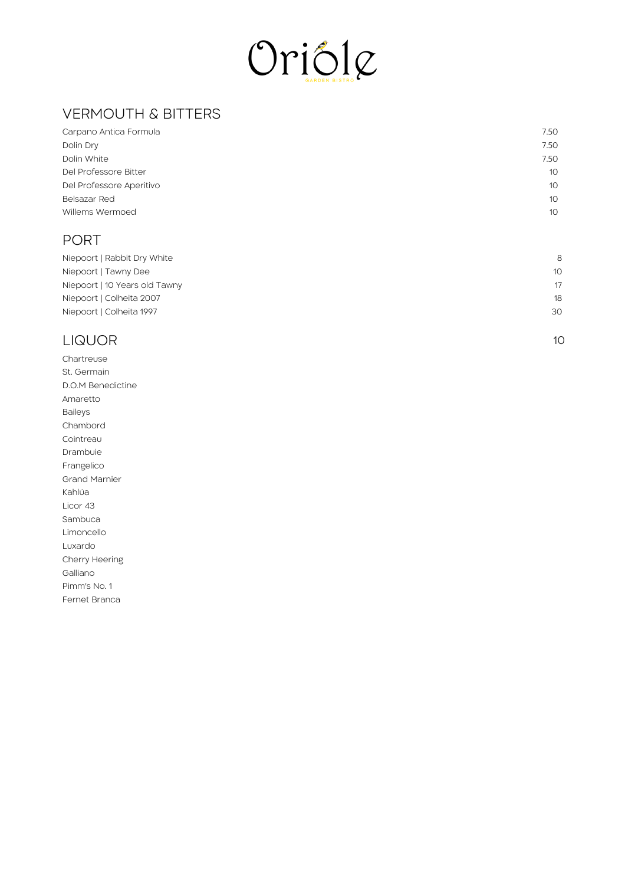# Oriole

GARDEN BISTRO

## VERMOUTH & BITTERS

| | |
|---|---|
| Carpano Antica Formula | 7.50 |
| Dolin Dry | 7.50 |
| Dolin White | 7.50 |
| Del Professore Bitter | 10 |
| Del Professore Aperitivo | 10 |
| Belsazar Red | 10 |
| Willems Wermoed | 10 |

## PORT

| | |
|---|---|
| Niepoort \| Rabbit Dry White | 8 |
| Niepoort \| Tawny Dee | 10 |
| Niepoort \| 10 Years old Tawny | 17 |
| Niepoort \| Colheita 2007 | 18 |
| Niepoort \| Colheita 1997 | 30 |

## LIQUOR 10

Chartreuse
St. Germain
D.O.M Benedictine
Amaretto
Baileys
Chambord
Cointreau
Drambuie
Frangelico
Grand Marnier
Kahlúa
Licor 43
Sambuca
Limoncello
Luxardo
Cherry Heering
Galliano
Pimm's No. 1
Fernet Branca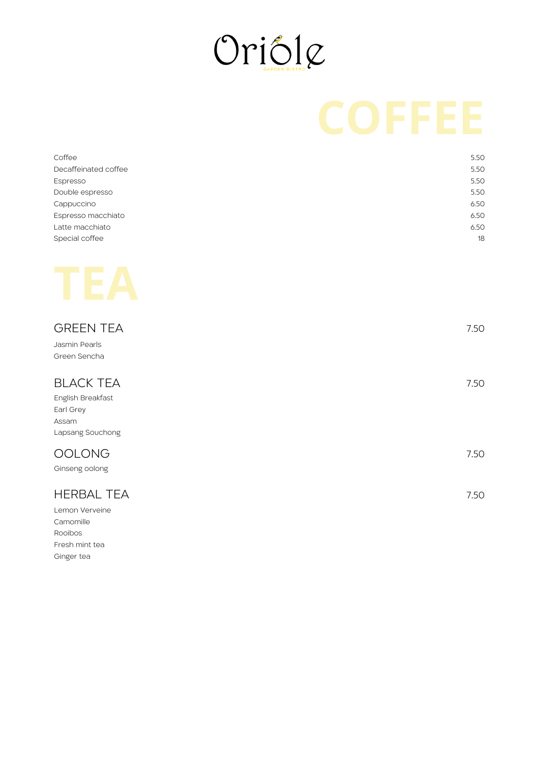# Oriole

GARDEN BISTRO

# COFFEE

| | |
|---|---|
| Coffee | 5.50 |
| Decaffeinated coffee | 5.50 |
| Espresso | 5.50 |
| Double espresso | 5.50 |
| Cappuccino | 6.50 |
| Espresso macchiato | 6.50 |
| Latte macchiato | 6.50 |
| Special coffee | 18 |

# TEA

## GREEN TEA — 7.50

Jasmin Pearls
Green Sencha

## BLACK TEA — 7.50

English Breakfast
Earl Grey
Assam
Lapsang Souchong

## OOLONG — 7.50

Ginseng oolong

## HERBAL TEA — 7.50

Lemon Verveine
Camomille
Rooibos
Fresh mint tea
Ginger tea